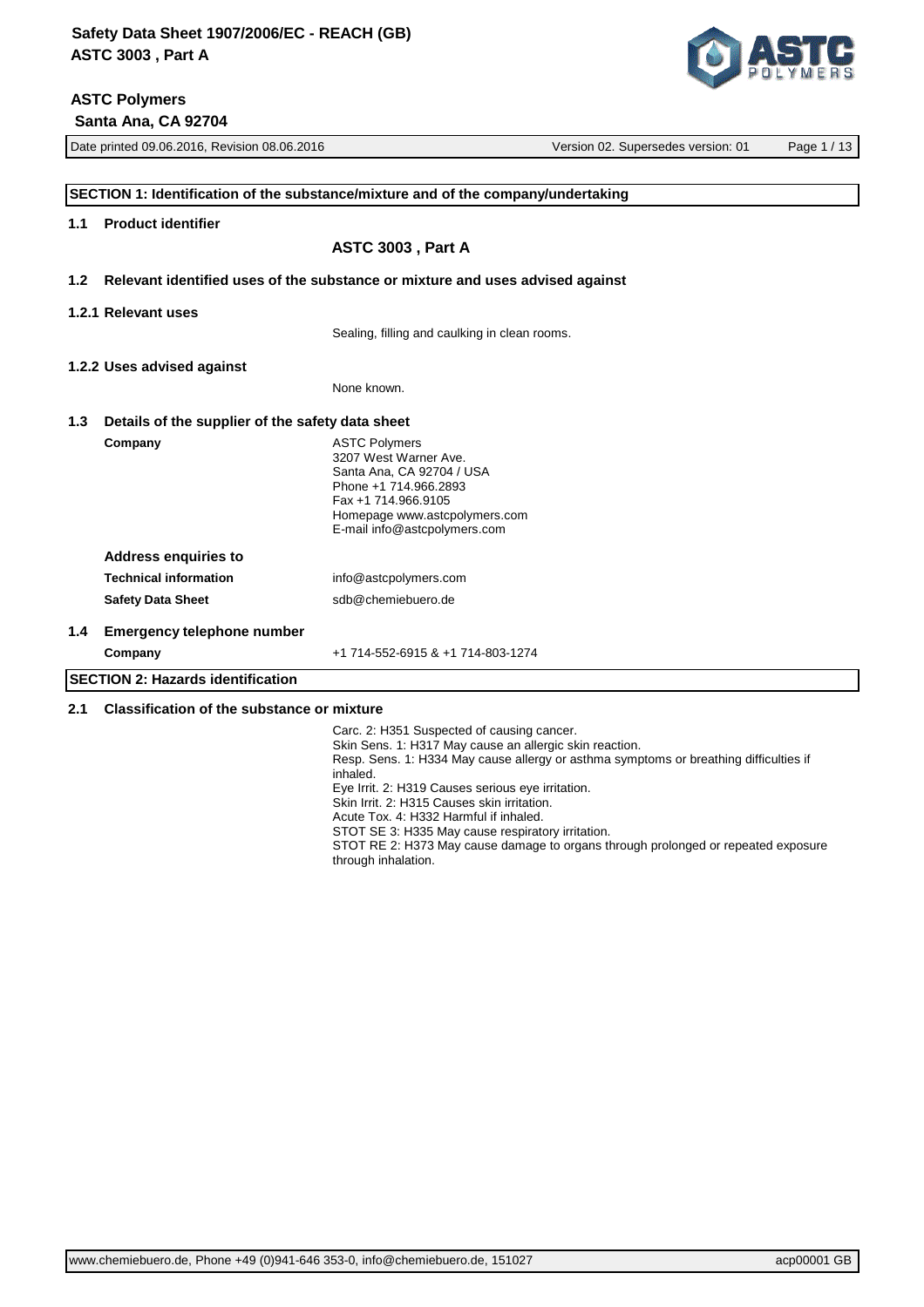## SECTION 1: Identification of the substance/mixture and of the company/undertaking

### 1.1 Product identifier

**ASTC 3003 , Part A**

### 1.2 Relevant identified uses of the substance or mixture and uses advised against

#### 1.2.1 Relevant uses

Sealing, filling and caulking in clean rooms.

#### 1.2.2 Uses advised against

None known.

### 1.3 Details of the supplier of the safety data sheet

**Company**

ASTC Polymers
3207 West Warner Ave.
Santa Ana, CA 92704 / USA
Phone +1 714.966.2893
Fax +1 714.966.9105
Homepage www.astcpolymers.com
E-mail info@astcpolymers.com

**Address enquiries to**

**Technical information** info@astcpolymers.com

**Safety Data Sheet** sdb@chemiebuero.de

### 1.4 Emergency telephone number

**Company** +1 714-552-6915 & +1 714-803-1274

## SECTION 2: Hazards identification

### 2.1 Classification of the substance or mixture

Carc. 2: H351 Suspected of causing cancer.
Skin Sens. 1: H317 May cause an allergic skin reaction.
Resp. Sens. 1: H334 May cause allergy or asthma symptoms or breathing difficulties if inhaled.
Eye Irrit. 2: H319 Causes serious eye irritation.
Skin Irrit. 2: H315 Causes skin irritation.
Acute Tox. 4: H332 Harmful if inhaled.
STOT SE 3: H335 May cause respiratory irritation.
STOT RE 2: H373 May cause damage to organs through prolonged or repeated exposure through inhalation.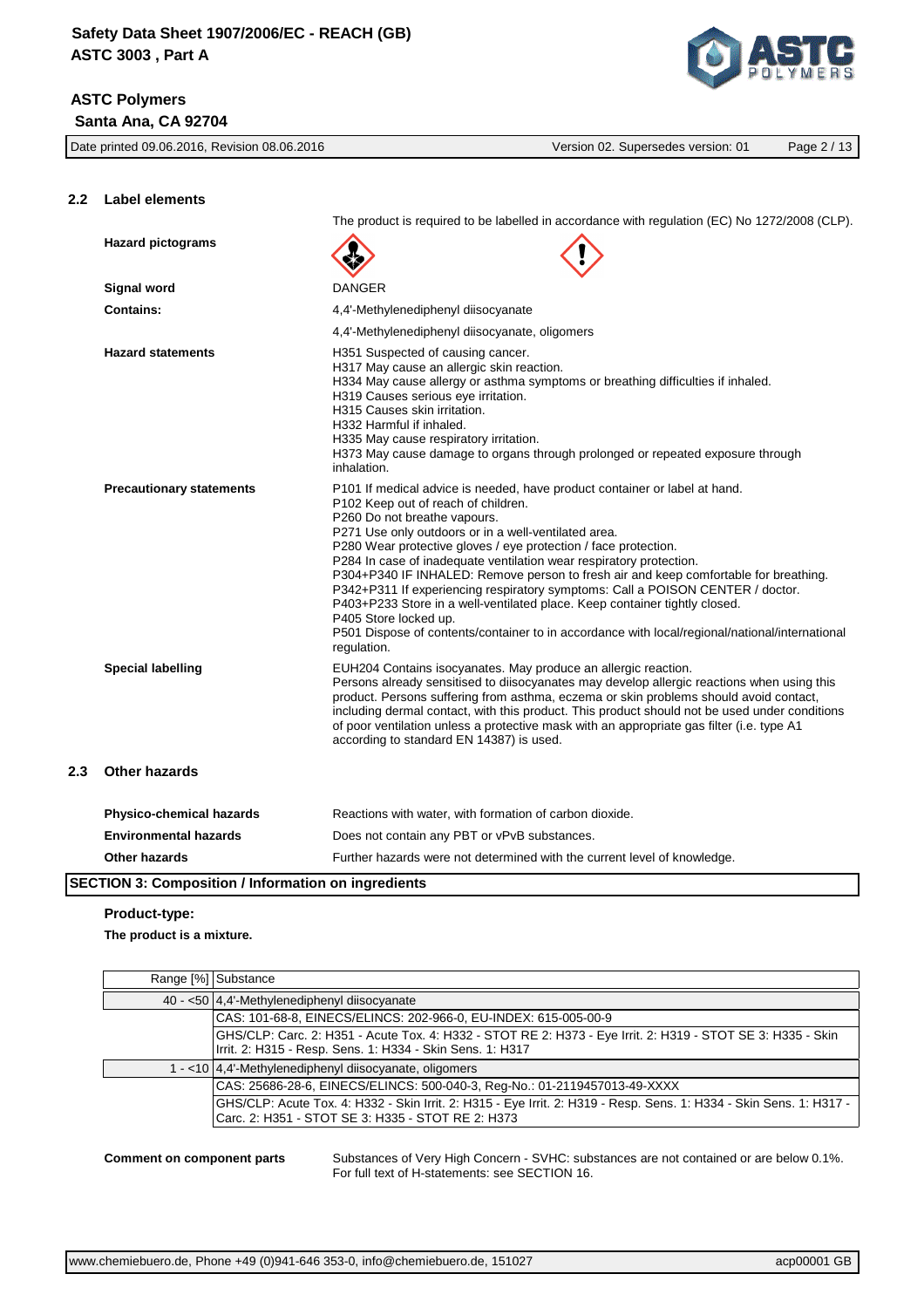## 2.2 Label elements

The product is required to be labelled in accordance with regulation (EC) No 1272/2008 (CLP).

**Hazard pictograms**

**Signal word** DANGER

**Contains:**

4,4'-Methylenediphenyl diisocyanate

4,4'-Methylenediphenyl diisocyanate, oligomers

**Hazard statements**

H351 Suspected of causing cancer.
H317 May cause an allergic skin reaction.
H334 May cause allergy or asthma symptoms or breathing difficulties if inhaled.
H319 Causes serious eye irritation.
H315 Causes skin irritation.
H332 Harmful if inhaled.
H335 May cause respiratory irritation.
H373 May cause damage to organs through prolonged or repeated exposure through inhalation.

**Precautionary statements**

P101 If medical advice is needed, have product container or label at hand.
P102 Keep out of reach of children.
P260 Do not breathe vapours.
P271 Use only outdoors or in a well-ventilated area.
P280 Wear protective gloves / eye protection / face protection.
P284 In case of inadequate ventilation wear respiratory protection.
P304+P340 IF INHALED: Remove person to fresh air and keep comfortable for breathing.
P342+P311 If experiencing respiratory symptoms: Call a POISON CENTER / doctor.
P403+P233 Store in a well-ventilated place. Keep container tightly closed.
P405 Store locked up.
P501 Dispose of contents/container to in accordance with local/regional/national/international regulation.

**Special labelling**

EUH204 Contains isocyanates. May produce an allergic reaction.
Persons already sensitised to diisocyanates may develop allergic reactions when using this product. Persons suffering from asthma, eczema or skin problems should avoid contact, including dermal contact, with this product. This product should not be used under conditions of poor ventilation unless a protective mask with an appropriate gas filter (i.e. type A1 according to standard EN 14387) is used.

## 2.3 Other hazards

**Physico-chemical hazards** Reactions with water, with formation of carbon dioxide.

**Environmental hazards** Does not contain any PBT or vPvB substances.

**Other hazards** Further hazards were not determined with the current level of knowledge.

## SECTION 3: Composition / Information on ingredients

**Product-type:**

**The product is a mixture.**

| Range [%] | Substance |
|---|---|
| 40 - <50 | 4,4'-Methylenediphenyl diisocyanate |
| | CAS: 101-68-8, EINECS/ELINCS: 202-966-0, EU-INDEX: 615-005-00-9 |
| | GHS/CLP: Carc. 2: H351 - Acute Tox. 4: H332 - STOT RE 2: H373 - Eye Irrit. 2: H319 - STOT SE 3: H335 - Skin Irrit. 2: H315 - Resp. Sens. 1: H334 - Skin Sens. 1: H317 |
| 1 - <10 | 4,4'-Methylenediphenyl diisocyanate, oligomers |
| | CAS: 25686-28-6, EINECS/ELINCS: 500-040-3, Reg-No.: 01-2119457013-49-XXXX |
| | GHS/CLP: Acute Tox. 4: H332 - Skin Irrit. 2: H315 - Eye Irrit. 2: H319 - Resp. Sens. 1: H334 - Skin Sens. 1: H317 - Carc. 2: H351 - STOT SE 3: H335 - STOT RE 2: H373 |

**Comment on component parts**

Substances of Very High Concern - SVHC: substances are not contained or are below 0.1%.
For full text of H-statements: see SECTION 16.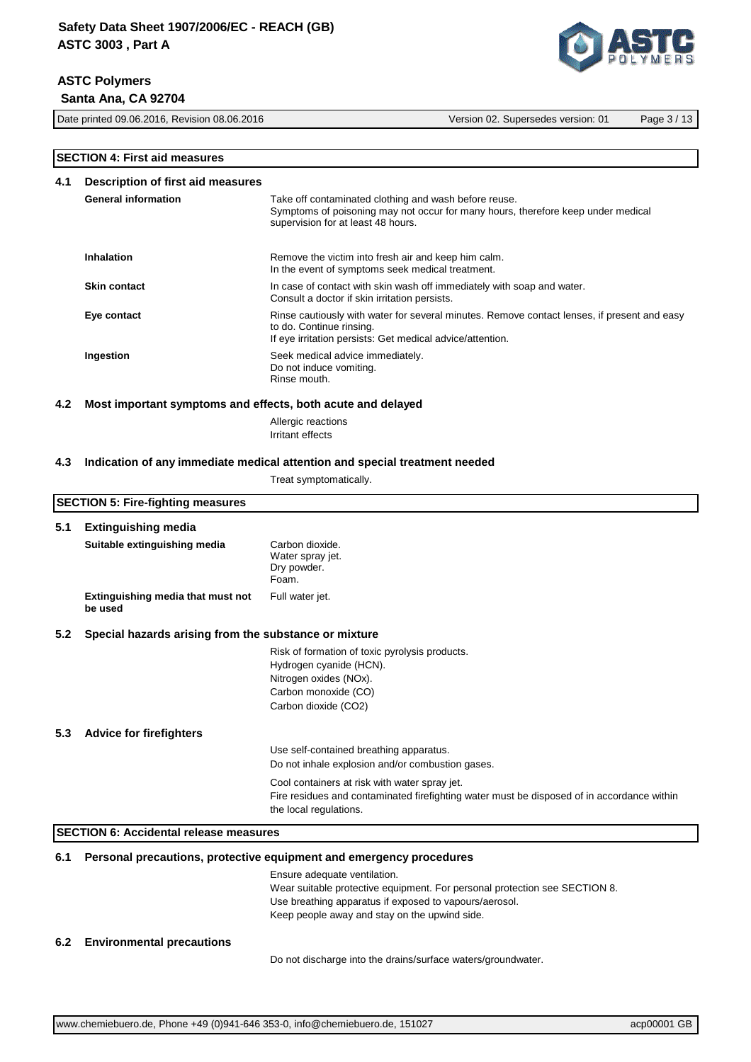## SECTION 4: First aid measures

### 4.1 Description of first aid measures

| | |
|---|---|
| **General information** | Take off contaminated clothing and wash before reuse.<br>Symptoms of poisoning may not occur for many hours, therefore keep under medical supervision for at least 48 hours. |
| **Inhalation** | Remove the victim into fresh air and keep him calm.<br>In the event of symptoms seek medical treatment. |
| **Skin contact** | In case of contact with skin wash off immediately with soap and water.<br>Consult a doctor if skin irritation persists. |
| **Eye contact** | Rinse cautiously with water for several minutes. Remove contact lenses, if present and easy to do. Continue rinsing.<br>If eye irritation persists: Get medical advice/attention. |
| **Ingestion** | Seek medical advice immediately.<br>Do not induce vomiting.<br>Rinse mouth. |

### 4.2 Most important symptoms and effects, both acute and delayed

Allergic reactions
Irritant effects

### 4.3 Indication of any immediate medical attention and special treatment needed

Treat symptomatically.

## SECTION 5: Fire-fighting measures

### 5.1 Extinguishing media

| | |
|---|---|
| **Suitable extinguishing media** | Carbon dioxide.<br>Water spray jet.<br>Dry powder.<br>Foam. |
| **Extinguishing media that must not be used** | Full water jet. |

### 5.2 Special hazards arising from the substance or mixture

Risk of formation of toxic pyrolysis products.
Hydrogen cyanide (HCN).
Nitrogen oxides (NOx).
Carbon monoxide (CO)
Carbon dioxide ($CO_2$)

### 5.3 Advice for firefighters

Use self-contained breathing apparatus.
Do not inhale explosion and/or combustion gases.

Cool containers at risk with water spray jet.
Fire residues and contaminated firefighting water must be disposed of in accordance within the local regulations.

## SECTION 6: Accidental release measures

### 6.1 Personal precautions, protective equipment and emergency procedures

Ensure adequate ventilation.
Wear suitable protective equipment. For personal protection see SECTION 8.
Use breathing apparatus if exposed to vapours/aerosol.
Keep people away and stay on the upwind side.

### 6.2 Environmental precautions

Do not discharge into the drains/surface waters/groundwater.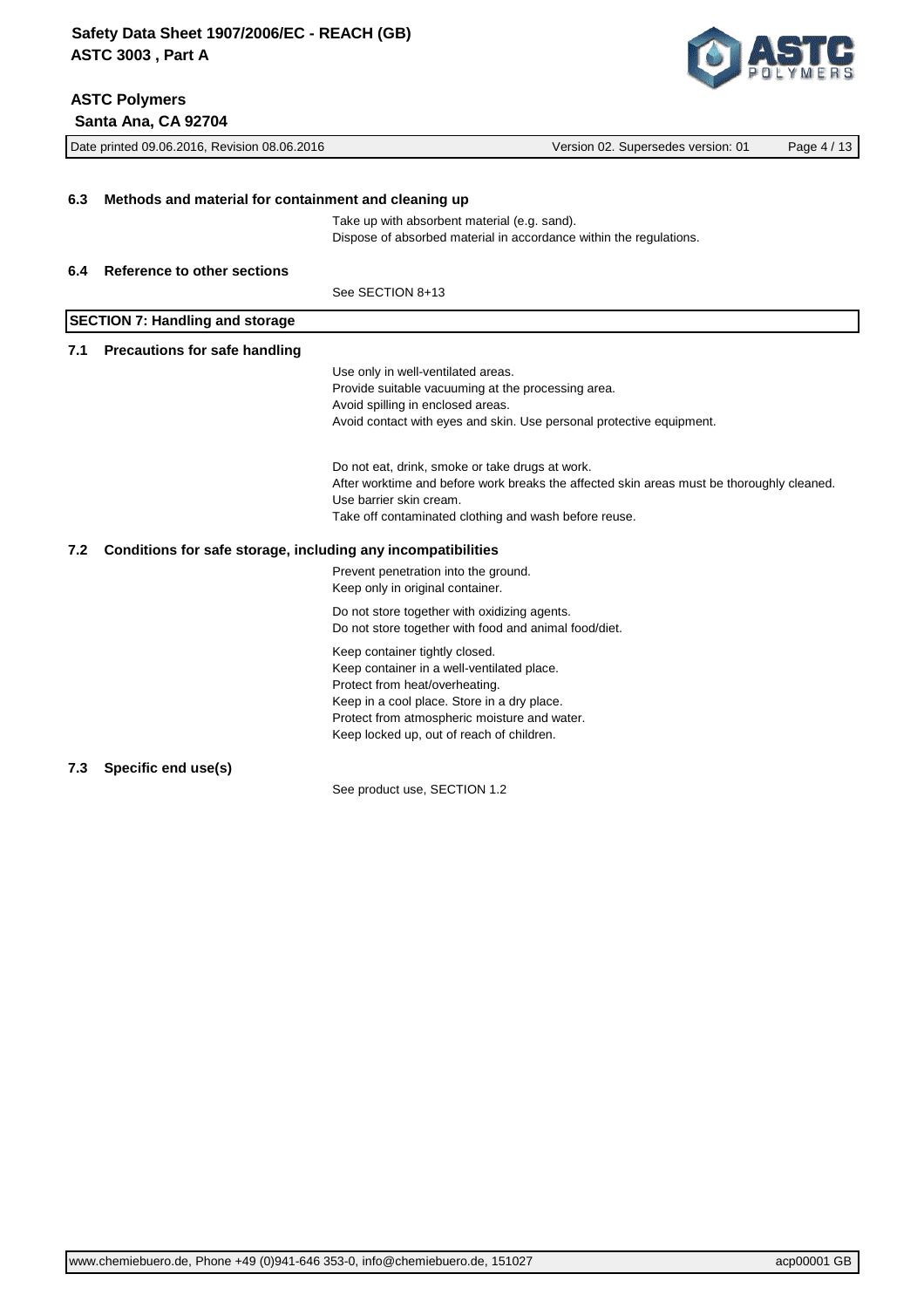### 6.3 Methods and material for containment and cleaning up

Take up with absorbent material (e.g. sand).
Dispose of absorbed material in accordance within the regulations.

### 6.4 Reference to other sections

See SECTION 8+13

## SECTION 7: Handling and storage

### 7.1 Precautions for safe handling

Use only in well-ventilated areas.
Provide suitable vacuuming at the processing area.
Avoid spilling in enclosed areas.
Avoid contact with eyes and skin. Use personal protective equipment.

Do not eat, drink, smoke or take drugs at work.
After worktime and before work breaks the affected skin areas must be thoroughly cleaned.
Use barrier skin cream.
Take off contaminated clothing and wash before reuse.

### 7.2 Conditions for safe storage, including any incompatibilities

Prevent penetration into the ground.
Keep only in original container.

Do not store together with oxidizing agents.
Do not store together with food and animal food/diet.

Keep container tightly closed.
Keep container in a well-ventilated place.
Protect from heat/overheating.
Keep in a cool place. Store in a dry place.
Protect from atmospheric moisture and water.
Keep locked up, out of reach of children.

### 7.3 Specific end use(s)

See product use, SECTION 1.2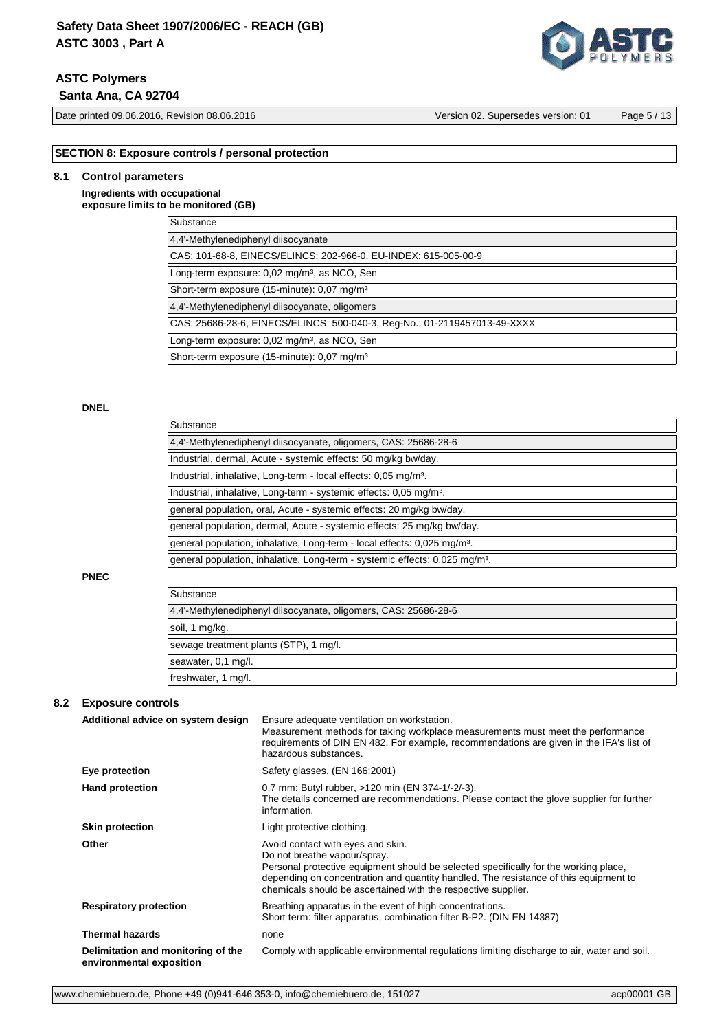## SECTION 8: Exposure controls / personal protection

### 8.1 Control parameters

**Ingredients with occupational exposure limits to be monitored (GB)**

| Substance |
|---|
| 4,4'-Methylenediphenyl diisocyanate |
| CAS: 101-68-8, EINECS/ELINCS: 202-966-0, EU-INDEX: 615-005-00-9 |
| Long-term exposure: 0,02 mg/m³, as NCO, Sen |
| Short-term exposure (15-minute): 0,07 mg/m³ |
| 4,4'-Methylenediphenyl diisocyanate, oligomers |
| CAS: 25686-28-6, EINECS/ELINCS: 500-040-3, Reg-No.: 01-2119457013-49-XXXX |
| Long-term exposure: 0,02 mg/m³, as NCO, Sen |
| Short-term exposure (15-minute): 0,07 mg/m³ |

**DNEL**

| Substance |
|---|
| 4,4'-Methylenediphenyl diisocyanate, oligomers, CAS: 25686-28-6 |
| Industrial, dermal, Acute - systemic effects: 50 mg/kg bw/day. |
| Industrial, inhalative, Long-term - local effects: 0,05 mg/m³. |
| Industrial, inhalative, Long-term - systemic effects: 0,05 mg/m³. |
| general population, oral, Acute - systemic effects: 20 mg/kg bw/day. |
| general population, dermal, Acute - systemic effects: 25 mg/kg bw/day. |
| general population, inhalative, Long-term - local effects: 0,025 mg/m³. |
| general population, inhalative, Long-term - systemic effects: 0,025 mg/m³. |

**PNEC**

| Substance |
|---|
| 4,4'-Methylenediphenyl diisocyanate, oligomers, CAS: 25686-28-6 |
| soil, 1 mg/kg. |
| sewage treatment plants (STP), 1 mg/l. |
| seawater, 0,1 mg/l. |
| freshwater, 1 mg/l. |

### 8.2 Exposure controls

**Additional advice on system design**
Ensure adequate ventilation on workstation.
Measurement methods for taking workplace measurements must meet the performance requirements of DIN EN 482. For example, recommendations are given in the IFA's list of hazardous substances.

**Eye protection**
Safety glasses. (EN 166:2001)

**Hand protection**
0,7 mm: Butyl rubber, >120 min (EN 374-1/-2/-3).
The details concerned are recommendations. Please contact the glove supplier for further information.

**Skin protection**
Light protective clothing.

**Other**
Avoid contact with eyes and skin.
Do not breathe vapour/spray.
Personal protective equipment should be selected specifically for the working place, depending on concentration and quantity handled. The resistance of this equipment to chemicals should be ascertained with the respective supplier.

**Respiratory protection**
Breathing apparatus in the event of high concentrations.
Short term: filter apparatus, combination filter B-P2. (DIN EN 14387)

**Thermal hazards**
none

**Delimitation and monitoring of the environmental exposition**
Comply with applicable environmental regulations limiting discharge to air, water and soil.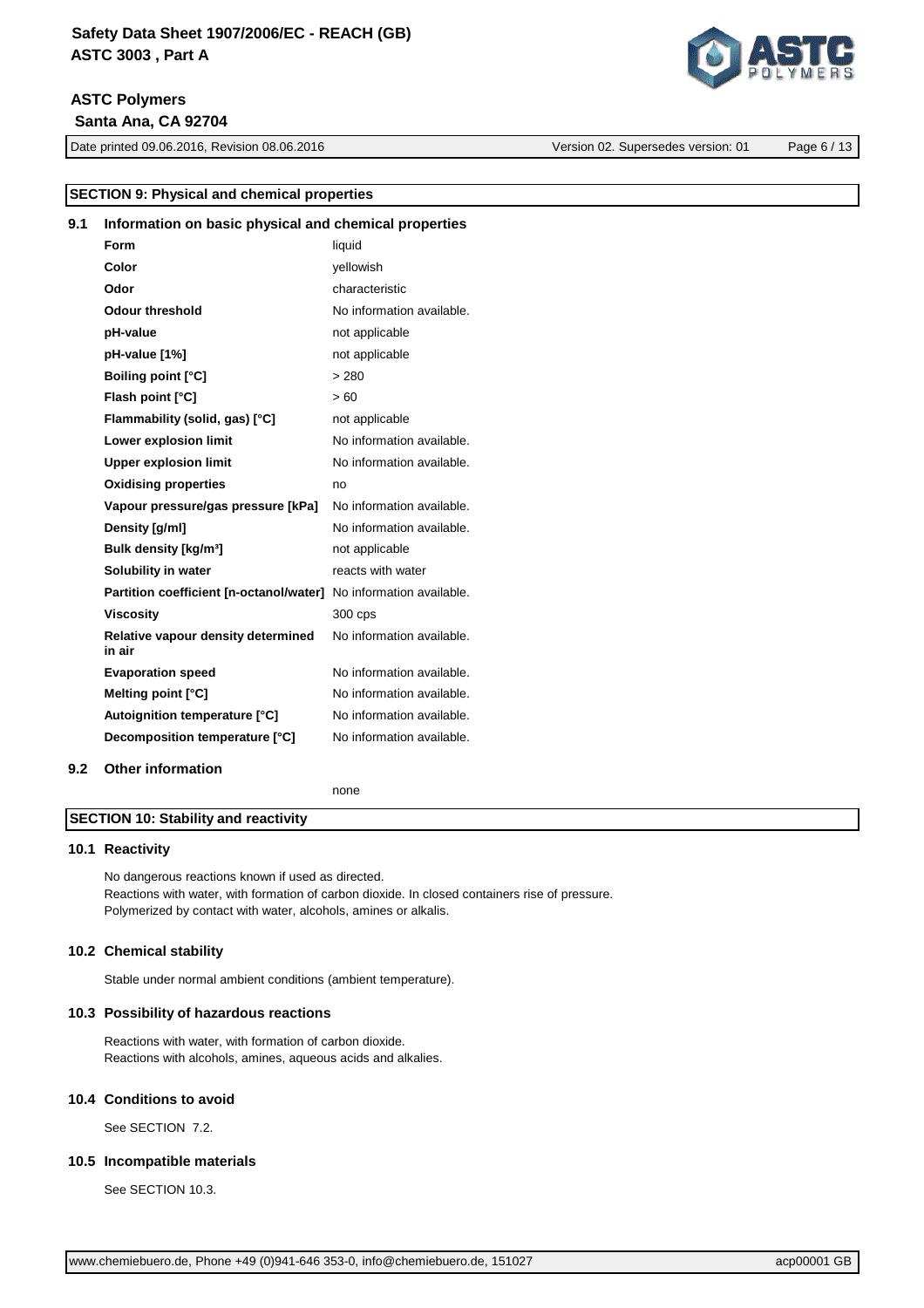## SECTION 9: Physical and chemical properties

### 9.1 Information on basic physical and chemical properties

| Property | Value |
|---|---|
| **Form** | liquid |
| **Color** | yellowish |
| **Odor** | characteristic |
| **Odour threshold** | No information available. |
| **pH-value** | not applicable |
| **pH-value [1%]** | not applicable |
| **Boiling point [°C]** | > 280 |
| **Flash point [°C]** | > 60 |
| **Flammability (solid, gas) [°C]** | not applicable |
| **Lower explosion limit** | No information available. |
| **Upper explosion limit** | No information available. |
| **Oxidising properties** | no |
| **Vapour pressure/gas pressure [kPa]** | No information available. |
| **Density [g/ml]** | No information available. |
| **Bulk density [kg/m³]** | not applicable |
| **Solubility in water** | reacts with water |
| **Partition coefficient [n-octanol/water]** | No information available. |
| **Viscosity** | 300 cps |
| **Relative vapour density determined in air** | No information available. |
| **Evaporation speed** | No information available. |
| **Melting point [°C]** | No information available. |
| **Autoignition temperature [°C]** | No information available. |
| **Decomposition temperature [°C]** | No information available. |

### 9.2 Other information

none

## SECTION 10: Stability and reactivity

### 10.1 Reactivity

No dangerous reactions known if used as directed.
Reactions with water, with formation of carbon dioxide. In closed containers rise of pressure.
Polymerized by contact with water, alcohols, amines or alkalis.

### 10.2 Chemical stability

Stable under normal ambient conditions (ambient temperature).

### 10.3 Possibility of hazardous reactions

Reactions with water, with formation of carbon dioxide.
Reactions with alcohols, amines, aqueous acids and alkalies.

### 10.4 Conditions to avoid

See SECTION 7.2.

### 10.5 Incompatible materials

See SECTION 10.3.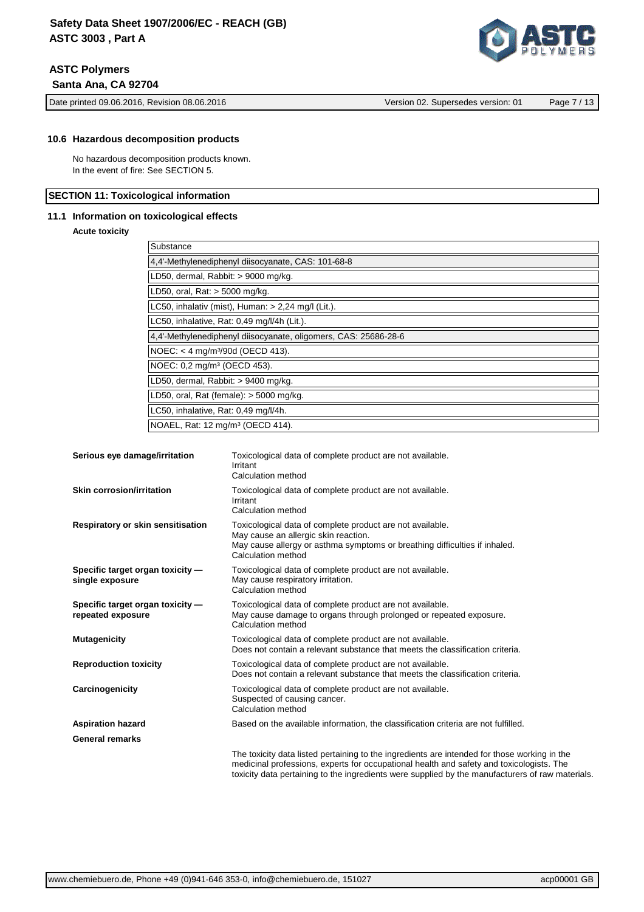### 10.6 Hazardous decomposition products

No hazardous decomposition products known.
In the event of fire: See SECTION 5.

## SECTION 11: Toxicological information

### 11.1 Information on toxicological effects

**Acute toxicity**

| Substance |
|---|
| 4,4'-Methylenediphenyl diisocyanate, CAS: 101-68-8 |
| LD50, dermal, Rabbit: > 9000 mg/kg. |
| LD50, oral, Rat: > 5000 mg/kg. |
| LC50, inhalativ (mist), Human: > 2,24 mg/l (Lit.). |
| LC50, inhalative, Rat: 0,49 mg/l/4h (Lit.). |
| 4,4'-Methylenediphenyl diisocyanate, oligomers, CAS: 25686-28-6 |
| NOEC: < 4 mg/m³/90d (OECD 413). |
| NOEC: 0,2 mg/m³ (OECD 453). |
| LD50, dermal, Rabbit: > 9400 mg/kg. |
| LD50, oral, Rat (female): > 5000 mg/kg. |
| LC50, inhalative, Rat: 0,49 mg/l/4h. |
| NOAEL, Rat: 12 mg/m³ (OECD 414). |

**Serious eye damage/irritation**
Toxicological data of complete product are not available.
Irritant
Calculation method

**Skin corrosion/irritation**
Toxicological data of complete product are not available.
Irritant
Calculation method

**Respiratory or skin sensitisation**
Toxicological data of complete product are not available.
May cause an allergic skin reaction.
May cause allergy or asthma symptoms or breathing difficulties if inhaled.
Calculation method

**Specific target organ toxicity — single exposure**
Toxicological data of complete product are not available.
May cause respiratory irritation.
Calculation method

**Specific target organ toxicity — repeated exposure**
Toxicological data of complete product are not available.
May cause damage to organs through prolonged or repeated exposure.
Calculation method

**Mutagenicity**
Toxicological data of complete product are not available.
Does not contain a relevant substance that meets the classification criteria.

**Reproduction toxicity**
Toxicological data of complete product are not available.
Does not contain a relevant substance that meets the classification criteria.

**Carcinogenicity**
Toxicological data of complete product are not available.
Suspected of causing cancer.
Calculation method

**Aspiration hazard**
Based on the available information, the classification criteria are not fulfilled.

**General remarks**

The toxicity data listed pertaining to the ingredients are intended for those working in the medicinal professions, experts for occupational health and safety and toxicologists. The toxicity data pertaining to the ingredients were supplied by the manufacturers of raw materials.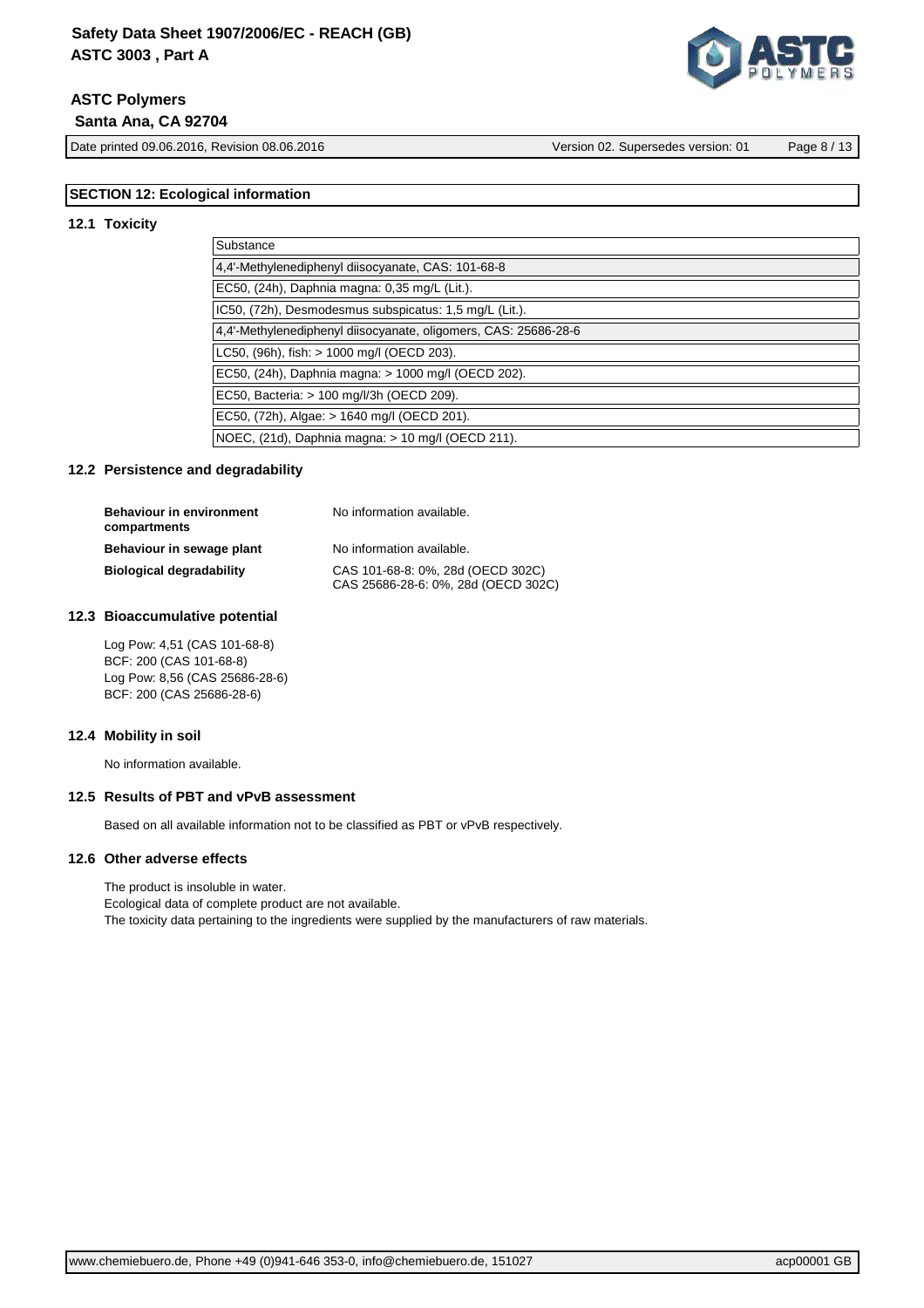## SECTION 12: Ecological information

### 12.1 Toxicity

| Substance |
|---|
| 4,4'-Methylenediphenyl diisocyanate, CAS: 101-68-8 |
| EC50, (24h), Daphnia magna: 0,35 mg/L (Lit.). |
| IC50, (72h), Desmodesmus subspicatus: 1,5 mg/L (Lit.). |
| 4,4'-Methylenediphenyl diisocyanate, oligomers, CAS: 25686-28-6 |
| LC50, (96h), fish: > 1000 mg/l (OECD 203). |
| EC50, (24h), Daphnia magna: > 1000 mg/l (OECD 202). |
| EC50, Bacteria: > 100 mg/l/3h (OECD 209). |
| EC50, (72h), Algae: > 1640 mg/l (OECD 201). |
| NOEC, (21d), Daphnia magna: > 10 mg/l (OECD 211). |

### 12.2 Persistence and degradability

**Behaviour in environment compartments** No information available.

**Behaviour in sewage plant** No information available.

**Biological degradability** CAS 101-68-8: 0%, 28d (OECD 302C)
CAS 25686-28-6: 0%, 28d (OECD 302C)

### 12.3 Bioaccumulative potential

Log Pow: 4,51 (CAS 101-68-8)
BCF: 200 (CAS 101-68-8)
Log Pow: 8,56 (CAS 25686-28-6)
BCF: 200 (CAS 25686-28-6)

### 12.4 Mobility in soil

No information available.

### 12.5 Results of PBT and vPvB assessment

Based on all available information not to be classified as PBT or vPvB respectively.

### 12.6 Other adverse effects

The product is insoluble in water.
Ecological data of complete product are not available.
The toxicity data pertaining to the ingredients were supplied by the manufacturers of raw materials.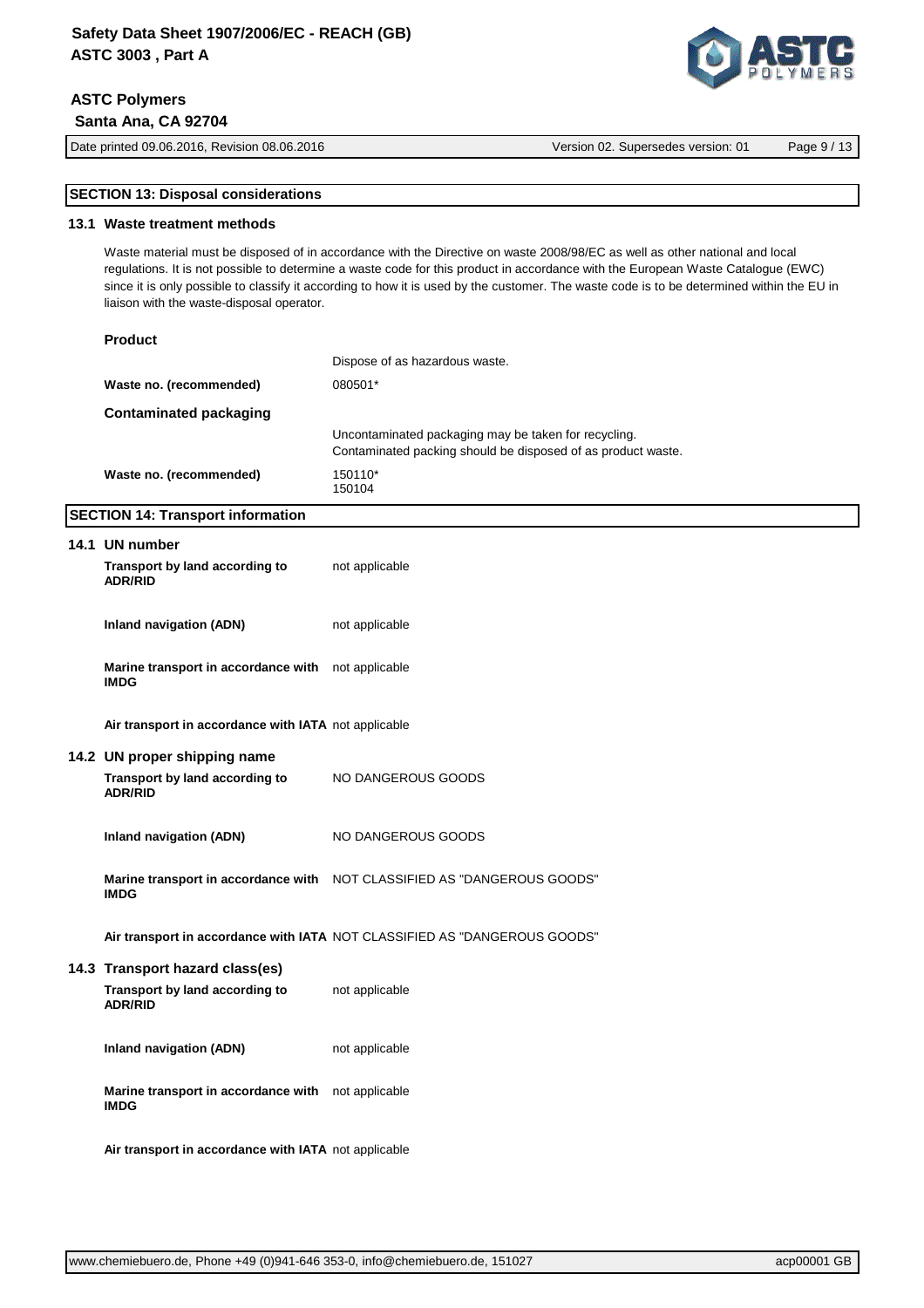## SECTION 13: Disposal considerations

### 13.1 Waste treatment methods

Waste material must be disposed of in accordance with the Directive on waste 2008/98/EC as well as other national and local regulations. It is not possible to determine a waste code for this product in accordance with the European Waste Catalogue (EWC) since it is only possible to classify it according to how it is used by the customer. The waste code is to be determined within the EU in liaison with the waste-disposal operator.

**Product**

Dispose of as hazardous waste.

**Waste no. (recommended)** 080501*

**Contaminated packaging**

Uncontaminated packaging may be taken for recycling.
Contaminated packing should be disposed of as product waste.

**Waste no. (recommended)** 150110*
150104

## SECTION 14: Transport information

### 14.1 UN number

| | |
|---|---|
| **Transport by land according to ADR/RID** | not applicable |
| **Inland navigation (ADN)** | not applicable |
| **Marine transport in accordance with IMDG** | not applicable |
| **Air transport in accordance with IATA** | not applicable |

### 14.2 UN proper shipping name

| | |
|---|---|
| **Transport by land according to ADR/RID** | NO DANGEROUS GOODS |
| **Inland navigation (ADN)** | NO DANGEROUS GOODS |
| **Marine transport in accordance with IMDG** | NOT CLASSIFIED AS "DANGEROUS GOODS" |
| **Air transport in accordance with IATA** | NOT CLASSIFIED AS "DANGEROUS GOODS" |

### 14.3 Transport hazard class(es)

| | |
|---|---|
| **Transport by land according to ADR/RID** | not applicable |
| **Inland navigation (ADN)** | not applicable |
| **Marine transport in accordance with IMDG** | not applicable |
| **Air transport in accordance with IATA** | not applicable |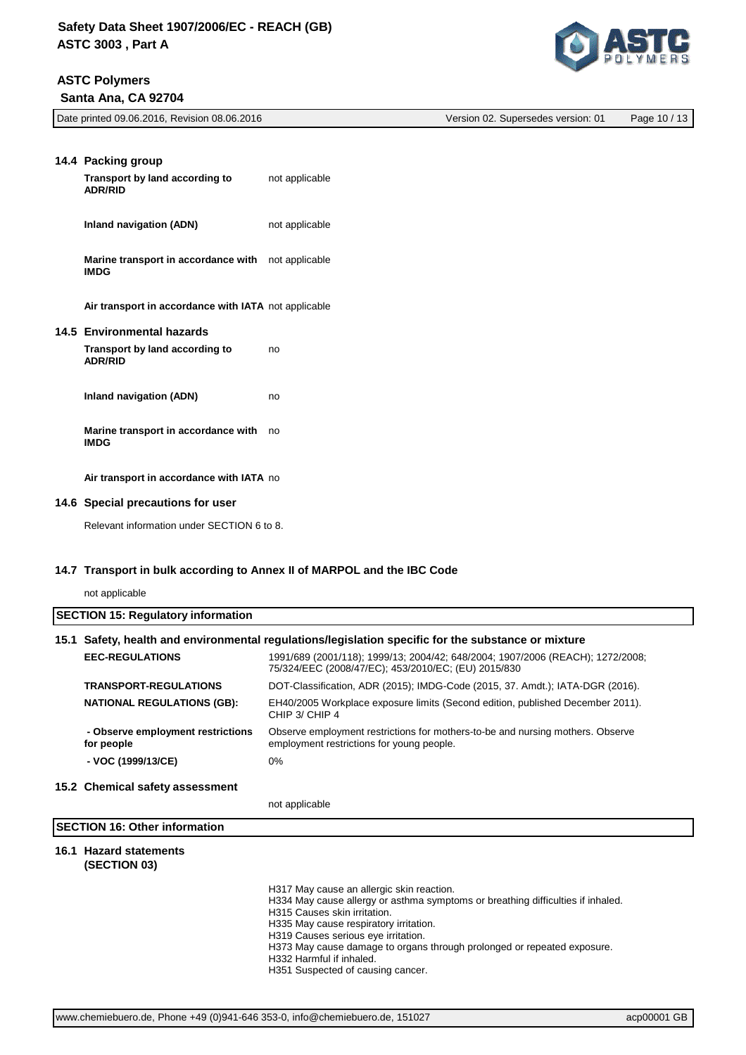### 14.4 Packing group

| | |
|---|---|
| **Transport by land according to ADR/RID** | not applicable |
| **Inland navigation (ADN)** | not applicable |
| **Marine transport in accordance with IMDG** | not applicable |
| **Air transport in accordance with IATA** | not applicable |

### 14.5 Environmental hazards

| | |
|---|---|
| **Transport by land according to ADR/RID** | no |
| **Inland navigation (ADN)** | no |
| **Marine transport in accordance with IMDG** | no |
| **Air transport in accordance with IATA** | no |

### 14.6 Special precautions for user

Relevant information under SECTION 6 to 8.

### 14.7 Transport in bulk according to Annex II of MARPOL and the IBC Code

not applicable

## SECTION 15: Regulatory information

### 15.1 Safety, health and environmental regulations/legislation specific for the substance or mixture

| | |
|---|---|
| **EEC-REGULATIONS** | 1991/689 (2001/118); 1999/13; 2004/42; 648/2004; 1907/2006 (REACH); 1272/2008; 75/324/EEC (2008/47/EC); 453/2010/EC; (EU) 2015/830 |
| **TRANSPORT-REGULATIONS** | DOT-Classification, ADR (2015); IMDG-Code (2015, 37. Amdt.); IATA-DGR (2016). |
| **NATIONAL REGULATIONS (GB):** | EH40/2005 Workplace exposure limits (Second edition, published December 2011). CHIP 3/ CHIP 4 |
| **- Observe employment restrictions for people** | Observe employment restrictions for mothers-to-be and nursing mothers. Observe employment restrictions for young people. |
| **- VOC (1999/13/CE)** | 0% |

### 15.2 Chemical safety assessment

not applicable

## SECTION 16: Other information

### 16.1 Hazard statements (SECTION 03)

H317 May cause an allergic skin reaction.
H334 May cause allergy or asthma symptoms or breathing difficulties if inhaled.
H315 Causes skin irritation.
H335 May cause respiratory irritation.
H319 Causes serious eye irritation.
H373 May cause damage to organs through prolonged or repeated exposure.
H332 Harmful if inhaled.
H351 Suspected of causing cancer.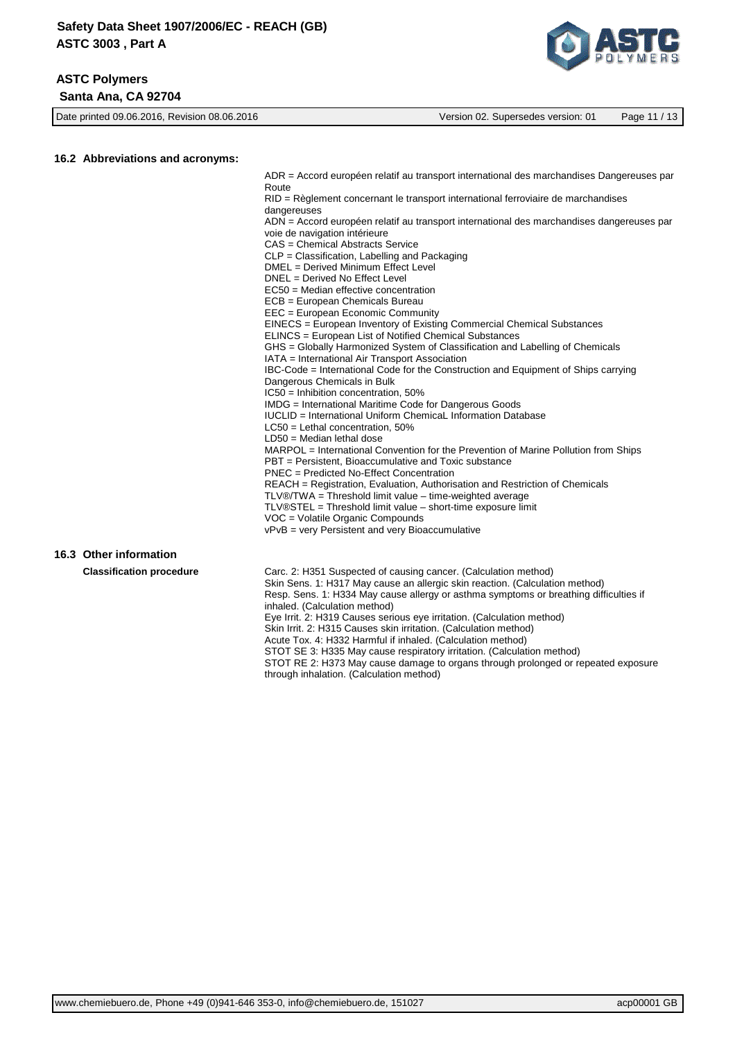## 16.2 Abbreviations and acronyms:

ADR = Accord européen relatif au transport international des marchandises Dangereuses par Route
RID = Règlement concernant le transport international ferroviaire de marchandises dangereuses
ADN = Accord européen relatif au transport international des marchandises dangereuses par voie de navigation intérieure
CAS = Chemical Abstracts Service
CLP = Classification, Labelling and Packaging
DMEL = Derived Minimum Effect Level
DNEL = Derived No Effect Level
EC50 = Median effective concentration
ECB = European Chemicals Bureau
EEC = European Economic Community
EINECS = European Inventory of Existing Commercial Chemical Substances
ELINCS = European List of Notified Chemical Substances
GHS = Globally Harmonized System of Classification and Labelling of Chemicals
IATA = International Air Transport Association
IBC-Code = International Code for the Construction and Equipment of Ships carrying Dangerous Chemicals in Bulk
IC50 = Inhibition concentration, 50%
IMDG = International Maritime Code for Dangerous Goods
IUCLID = International Uniform ChemicaL Information Database
LC50 = Lethal concentration, 50%
LD50 = Median lethal dose
MARPOL = International Convention for the Prevention of Marine Pollution from Ships
PBT = Persistent, Bioaccumulative and Toxic substance
PNEC = Predicted No-Effect Concentration
REACH = Registration, Evaluation, Authorisation and Restriction of Chemicals
TLV®/TWA = Threshold limit value – time-weighted average
TLV®STEL = Threshold limit value – short-time exposure limit
VOC = Volatile Organic Compounds
vPvB = very Persistent and very Bioaccumulative

## 16.3 Other information

**Classification procedure**

Carc. 2: H351 Suspected of causing cancer. (Calculation method)
Skin Sens. 1: H317 May cause an allergic skin reaction. (Calculation method)
Resp. Sens. 1: H334 May cause allergy or asthma symptoms or breathing difficulties if inhaled. (Calculation method)
Eye Irrit. 2: H319 Causes serious eye irritation. (Calculation method)
Skin Irrit. 2: H315 Causes skin irritation. (Calculation method)
Acute Tox. 4: H332 Harmful if inhaled. (Calculation method)
STOT SE 3: H335 May cause respiratory irritation. (Calculation method)
STOT RE 2: H373 May cause damage to organs through prolonged or repeated exposure through inhalation. (Calculation method)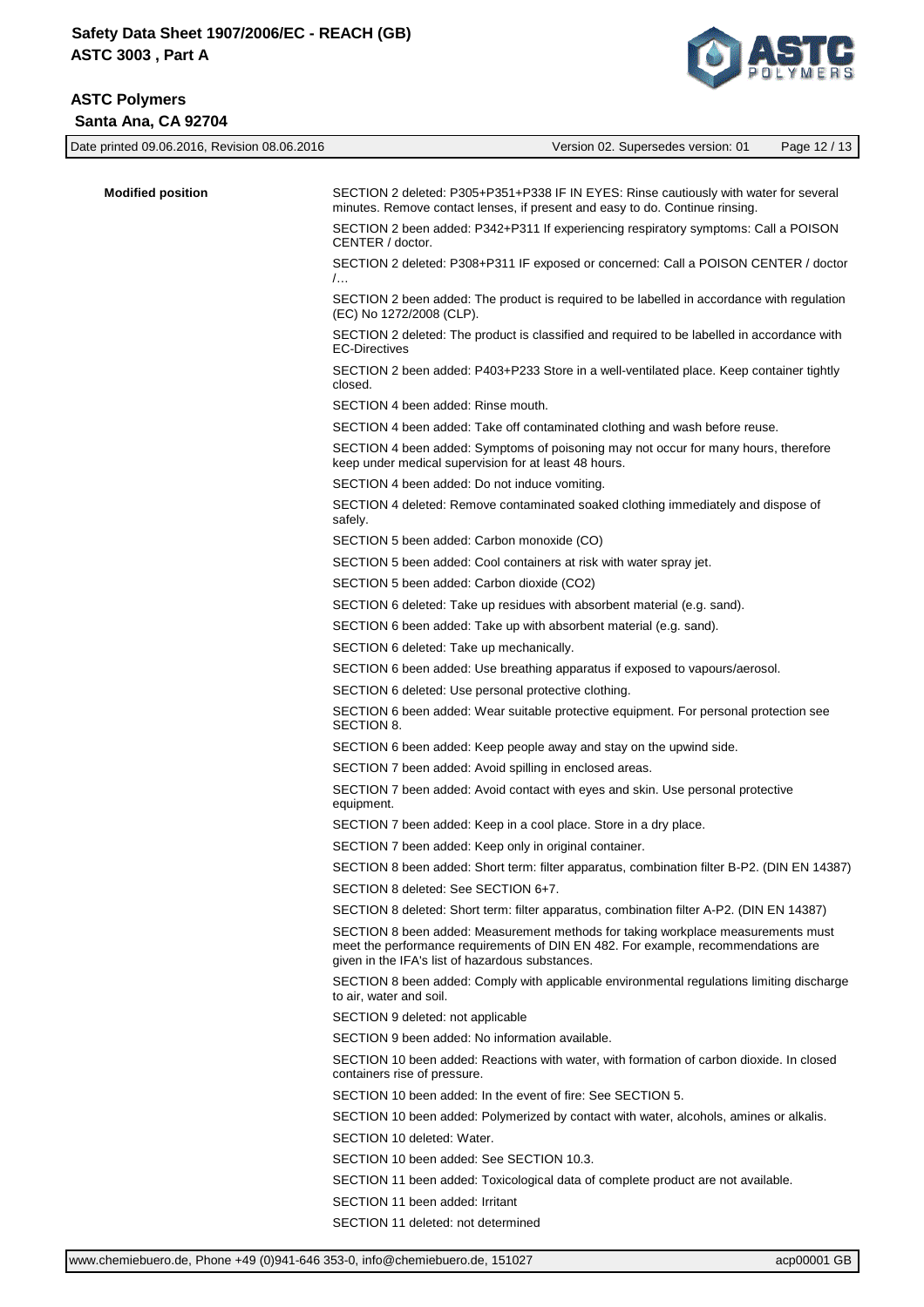**Modified position**

SECTION 2 deleted: P305+P351+P338 IF IN EYES: Rinse cautiously with water for several minutes. Remove contact lenses, if present and easy to do. Continue rinsing.

SECTION 2 been added: P342+P311 If experiencing respiratory symptoms: Call a POISON CENTER / doctor.

SECTION 2 deleted: P308+P311 IF exposed or concerned: Call a POISON CENTER / doctor /…

SECTION 2 been added: The product is required to be labelled in accordance with regulation (EC) No 1272/2008 (CLP).

SECTION 2 deleted: The product is classified and required to be labelled in accordance with EC-Directives

SECTION 2 been added: P403+P233 Store in a well-ventilated place. Keep container tightly closed.

SECTION 4 been added: Rinse mouth.

SECTION 4 been added: Take off contaminated clothing and wash before reuse.

SECTION 4 been added: Symptoms of poisoning may not occur for many hours, therefore keep under medical supervision for at least 48 hours.

SECTION 4 been added: Do not induce vomiting.

SECTION 4 deleted: Remove contaminated soaked clothing immediately and dispose of safely.

SECTION 5 been added: Carbon monoxide (CO)

SECTION 5 been added: Cool containers at risk with water spray jet.

SECTION 5 been added: Carbon dioxide (CO2)

SECTION 6 deleted: Take up residues with absorbent material (e.g. sand).

SECTION 6 been added: Take up with absorbent material (e.g. sand).

SECTION 6 deleted: Take up mechanically.

SECTION 6 been added: Use breathing apparatus if exposed to vapours/aerosol.

SECTION 6 deleted: Use personal protective clothing.

SECTION 6 been added: Wear suitable protective equipment. For personal protection see SECTION 8.

SECTION 6 been added: Keep people away and stay on the upwind side.

SECTION 7 been added: Avoid spilling in enclosed areas.

SECTION 7 been added: Avoid contact with eyes and skin. Use personal protective equipment.

SECTION 7 been added: Keep in a cool place. Store in a dry place.

SECTION 7 been added: Keep only in original container.

SECTION 8 been added: Short term: filter apparatus, combination filter B-P2. (DIN EN 14387)

SECTION 8 deleted: See SECTION 6+7.

SECTION 8 deleted: Short term: filter apparatus, combination filter A-P2. (DIN EN 14387)

SECTION 8 been added: Measurement methods for taking workplace measurements must meet the performance requirements of DIN EN 482. For example, recommendations are given in the IFA's list of hazardous substances.

SECTION 8 been added: Comply with applicable environmental regulations limiting discharge to air, water and soil.

SECTION 9 deleted: not applicable

SECTION 9 been added: No information available.

SECTION 10 been added: Reactions with water, with formation of carbon dioxide. In closed containers rise of pressure.

SECTION 10 been added: In the event of fire: See SECTION 5.

SECTION 10 been added: Polymerized by contact with water, alcohols, amines or alkalis.

SECTION 10 deleted: Water.

SECTION 10 been added: See SECTION 10.3.

SECTION 11 been added: Toxicological data of complete product are not available.

SECTION 11 been added: Irritant

SECTION 11 deleted: not determined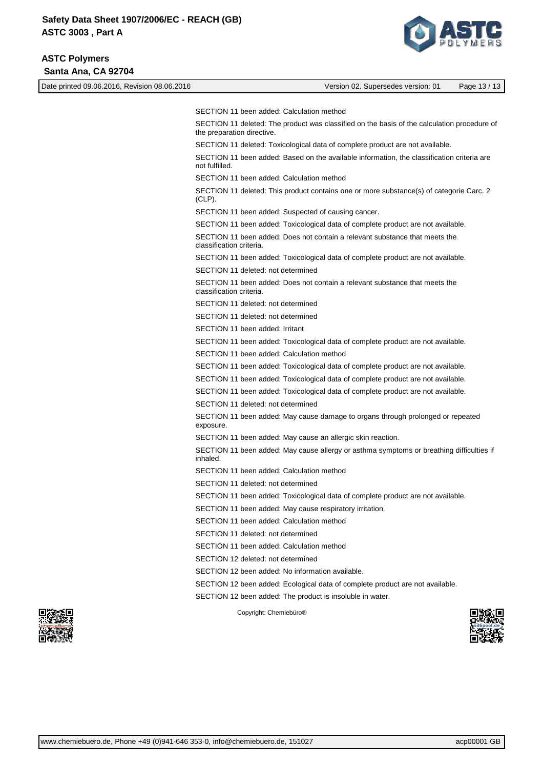SECTION 11 been added: Calculation method

SECTION 11 deleted: The product was classified on the basis of the calculation procedure of the preparation directive.

SECTION 11 deleted: Toxicological data of complete product are not available.

SECTION 11 been added: Based on the available information, the classification criteria are not fulfilled.

SECTION 11 been added: Calculation method

SECTION 11 deleted: This product contains one or more substance(s) of categorie Carc. 2 (CLP).

SECTION 11 been added: Suspected of causing cancer.

SECTION 11 been added: Toxicological data of complete product are not available.

SECTION 11 been added: Does not contain a relevant substance that meets the classification criteria.

SECTION 11 been added: Toxicological data of complete product are not available.

SECTION 11 deleted: not determined

SECTION 11 been added: Does not contain a relevant substance that meets the classification criteria.

SECTION 11 deleted: not determined

SECTION 11 deleted: not determined

SECTION 11 been added: Irritant

SECTION 11 been added: Toxicological data of complete product are not available.

SECTION 11 been added: Calculation method

SECTION 11 been added: Toxicological data of complete product are not available.

SECTION 11 been added: Toxicological data of complete product are not available.

SECTION 11 been added: Toxicological data of complete product are not available.

SECTION 11 deleted: not determined

SECTION 11 been added: May cause damage to organs through prolonged or repeated exposure.

SECTION 11 been added: May cause an allergic skin reaction.

SECTION 11 been added: May cause allergy or asthma symptoms or breathing difficulties if inhaled.

SECTION 11 been added: Calculation method

SECTION 11 deleted: not determined

SECTION 11 been added: Toxicological data of complete product are not available.

SECTION 11 been added: May cause respiratory irritation.

SECTION 11 been added: Calculation method

SECTION 11 deleted: not determined

SECTION 11 been added: Calculation method

SECTION 12 deleted: not determined

SECTION 12 been added: No information available.

SECTION 12 been added: Ecological data of complete product are not available.

SECTION 12 been added: The product is insoluble in water.

Copyright: Chemiebüro®